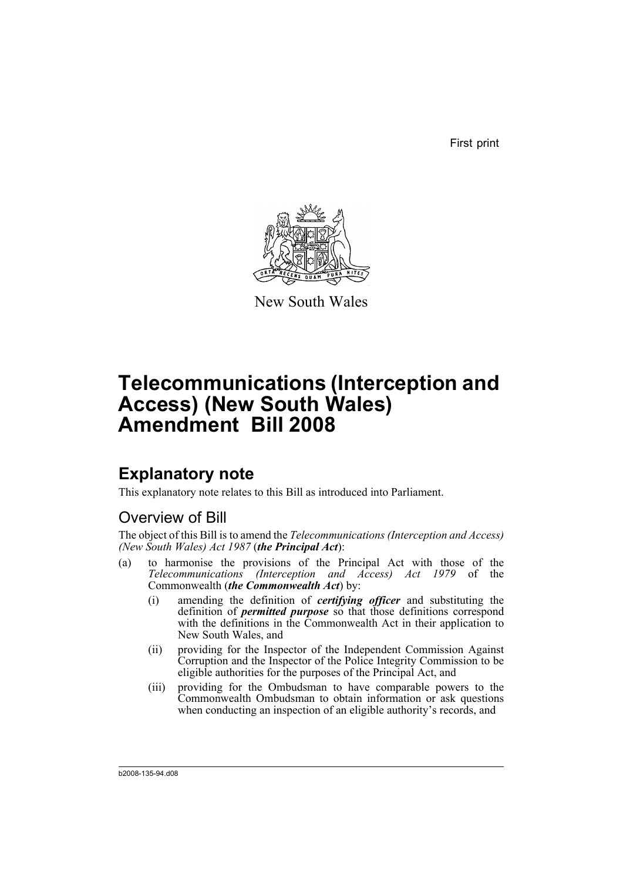First print

New South Wales

# Telecommunications (Interception and Access) (New South Wales) Amendment Bill 2008

## Explanatory note

This explanatory note relates to this Bill as introduced into Parliament.

### Overview of Bill

The object of this Bill is to amend the *Telecommunications (Interception and Access) (New South Wales) Act 1987* (***the Principal Act***):

(a) to harmonise the provisions of the Principal Act with those of the *Telecommunications (Interception and Access) Act 1979* of the Commonwealth (***the Commonwealth Act***) by:

  (i) amending the definition of ***certifying officer*** and substituting the definition of ***permitted purpose*** so that those definitions correspond with the definitions in the Commonwealth Act in their application to New South Wales, and

  (ii) providing for the Inspector of the Independent Commission Against Corruption and the Inspector of the Police Integrity Commission to be eligible authorities for the purposes of the Principal Act, and

  (iii) providing for the Ombudsman to have comparable powers to the Commonwealth Ombudsman to obtain information or ask questions when conducting an inspection of an eligible authority's records, and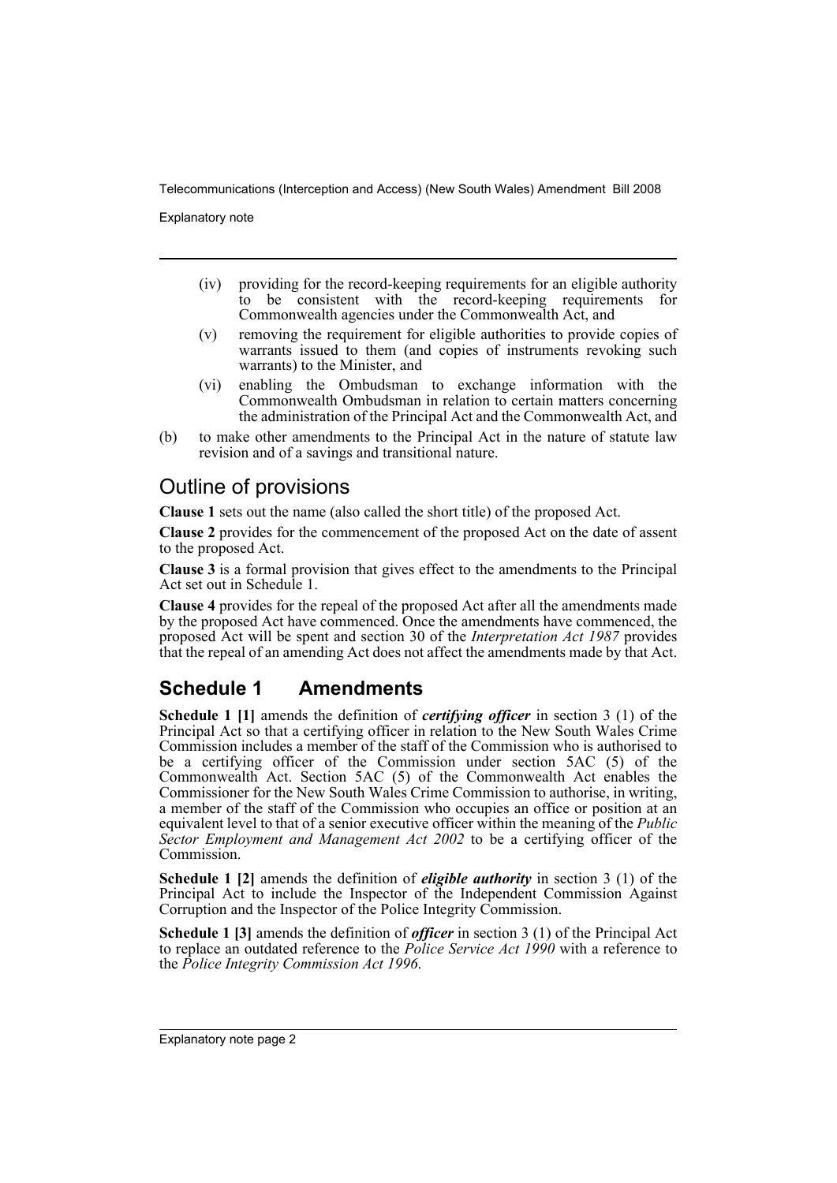- (iv) providing for the record-keeping requirements for an eligible authority to be consistent with the record-keeping requirements for Commonwealth agencies under the Commonwealth Act, and
- (v) removing the requirement for eligible authorities to provide copies of warrants issued to them (and copies of instruments revoking such warrants) to the Minister, and
- (vi) enabling the Ombudsman to exchange information with the Commonwealth Ombudsman in relation to certain matters concerning the administration of the Principal Act and the Commonwealth Act, and

(b) to make other amendments to the Principal Act in the nature of statute law revision and of a savings and transitional nature.

## Outline of provisions

**Clause 1** sets out the name (also called the short title) of the proposed Act.

**Clause 2** provides for the commencement of the proposed Act on the date of assent to the proposed Act.

**Clause 3** is a formal provision that gives effect to the amendments to the Principal Act set out in Schedule 1.

**Clause 4** provides for the repeal of the proposed Act after all the amendments made by the proposed Act have commenced. Once the amendments have commenced, the proposed Act will be spent and section 30 of the *Interpretation Act 1987* provides that the repeal of an amending Act does not affect the amendments made by that Act.

## Schedule 1 Amendments

**Schedule 1 [1]** amends the definition of ***certifying officer*** in section 3 (1) of the Principal Act so that a certifying officer in relation to the New South Wales Crime Commission includes a member of the staff of the Commission who is authorised to be a certifying officer of the Commission under section 5AC (5) of the Commonwealth Act. Section 5AC (5) of the Commonwealth Act enables the Commissioner for the New South Wales Crime Commission to authorise, in writing, a member of the staff of the Commission who occupies an office or position at an equivalent level to that of a senior executive officer within the meaning of the *Public Sector Employment and Management Act 2002* to be a certifying officer of the Commission.

**Schedule 1 [2]** amends the definition of ***eligible authority*** in section 3 (1) of the Principal Act to include the Inspector of the Independent Commission Against Corruption and the Inspector of the Police Integrity Commission.

**Schedule 1 [3]** amends the definition of ***officer*** in section 3 (1) of the Principal Act to replace an outdated reference to the *Police Service Act 1990* with a reference to the *Police Integrity Commission Act 1996*.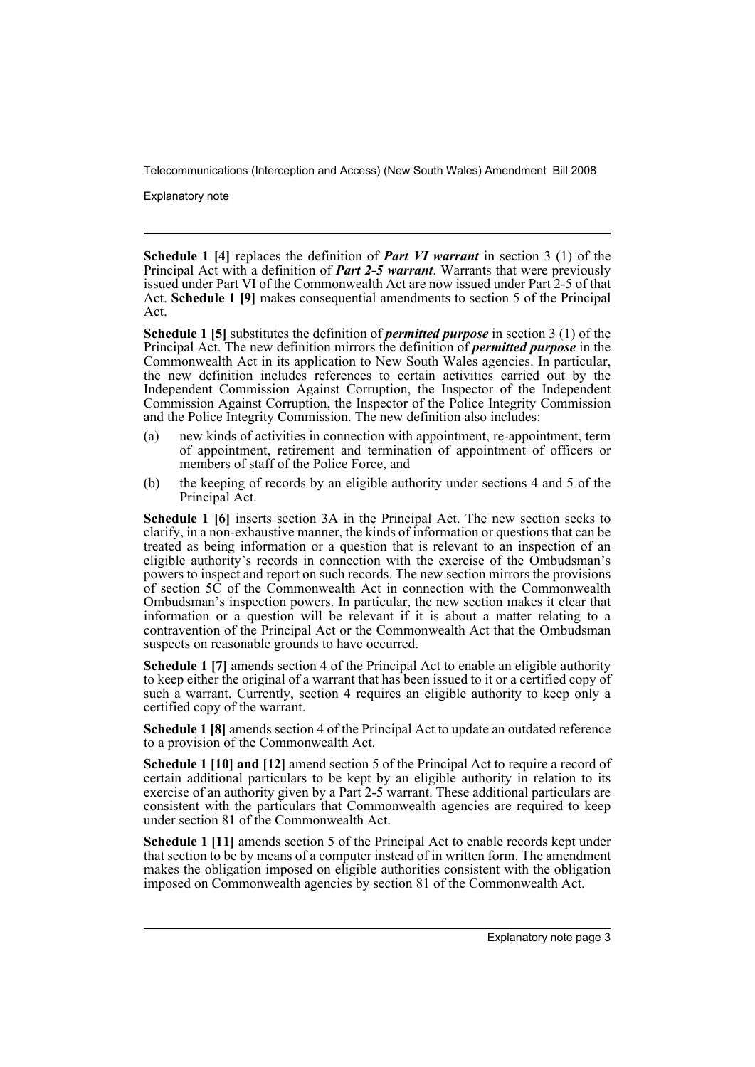**Schedule 1 [4]** replaces the definition of ***Part VI warrant*** in section 3 (1) of the Principal Act with a definition of ***Part 2-5 warrant***. Warrants that were previously issued under Part VI of the Commonwealth Act are now issued under Part 2-5 of that Act. **Schedule 1 [9]** makes consequential amendments to section 5 of the Principal Act.

**Schedule 1 [5]** substitutes the definition of ***permitted purpose*** in section 3 (1) of the Principal Act. The new definition mirrors the definition of ***permitted purpose*** in the Commonwealth Act in its application to New South Wales agencies. In particular, the new definition includes references to certain activities carried out by the Independent Commission Against Corruption, the Inspector of the Independent Commission Against Corruption, the Inspector of the Police Integrity Commission and the Police Integrity Commission. The new definition also includes:

(a) new kinds of activities in connection with appointment, re-appointment, term of appointment, retirement and termination of appointment of officers or members of staff of the Police Force, and

(b) the keeping of records by an eligible authority under sections 4 and 5 of the Principal Act.

**Schedule 1 [6]** inserts section 3A in the Principal Act. The new section seeks to clarify, in a non-exhaustive manner, the kinds of information or questions that can be treated as being information or a question that is relevant to an inspection of an eligible authority's records in connection with the exercise of the Ombudsman's powers to inspect and report on such records. The new section mirrors the provisions of section 5C of the Commonwealth Act in connection with the Commonwealth Ombudsman's inspection powers. In particular, the new section makes it clear that information or a question will be relevant if it is about a matter relating to a contravention of the Principal Act or the Commonwealth Act that the Ombudsman suspects on reasonable grounds to have occurred.

**Schedule 1 [7]** amends section 4 of the Principal Act to enable an eligible authority to keep either the original of a warrant that has been issued to it or a certified copy of such a warrant. Currently, section 4 requires an eligible authority to keep only a certified copy of the warrant.

**Schedule 1 [8]** amends section 4 of the Principal Act to update an outdated reference to a provision of the Commonwealth Act.

**Schedule 1 [10] and [12]** amend section 5 of the Principal Act to require a record of certain additional particulars to be kept by an eligible authority in relation to its exercise of an authority given by a Part 2-5 warrant. These additional particulars are consistent with the particulars that Commonwealth agencies are required to keep under section 81 of the Commonwealth Act.

**Schedule 1 [11]** amends section 5 of the Principal Act to enable records kept under that section to be by means of a computer instead of in written form. The amendment makes the obligation imposed on eligible authorities consistent with the obligation imposed on Commonwealth agencies by section 81 of the Commonwealth Act.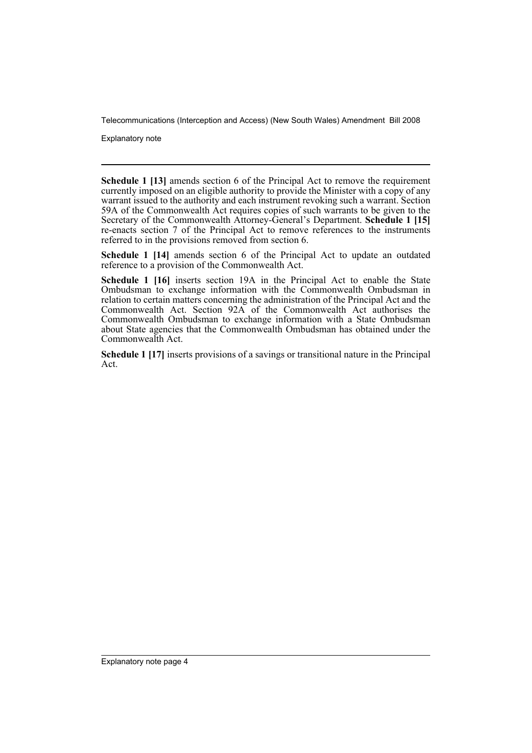**Schedule 1 [13]** amends section 6 of the Principal Act to remove the requirement currently imposed on an eligible authority to provide the Minister with a copy of any warrant issued to the authority and each instrument revoking such a warrant. Section 59A of the Commonwealth Act requires copies of such warrants to be given to the Secretary of the Commonwealth Attorney-General's Department. **Schedule 1 [15]** re-enacts section 7 of the Principal Act to remove references to the instruments referred to in the provisions removed from section 6.

**Schedule 1 [14]** amends section 6 of the Principal Act to update an outdated reference to a provision of the Commonwealth Act.

**Schedule 1 [16]** inserts section 19A in the Principal Act to enable the State Ombudsman to exchange information with the Commonwealth Ombudsman in relation to certain matters concerning the administration of the Principal Act and the Commonwealth Act. Section 92A of the Commonwealth Act authorises the Commonwealth Ombudsman to exchange information with a State Ombudsman about State agencies that the Commonwealth Ombudsman has obtained under the Commonwealth Act.

**Schedule 1 [17]** inserts provisions of a savings or transitional nature in the Principal Act.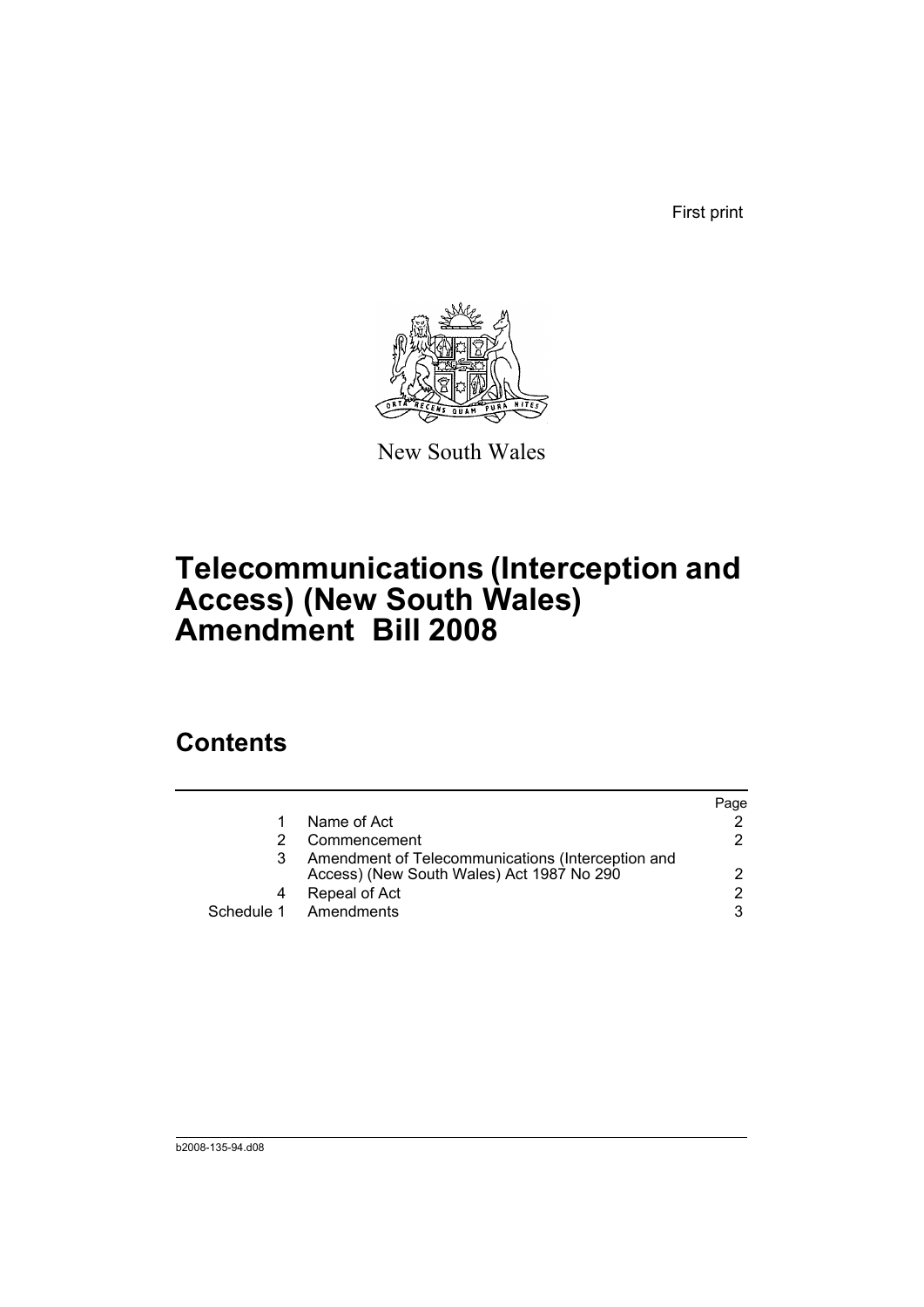First print

New South Wales

# Telecommunications (Interception and Access) (New South Wales) Amendment Bill 2008

## Contents

| | | Page |
|---|---|---|
| 1 | Name of Act | 2 |
| 2 | Commencement | 2 |
| 3 | Amendment of Telecommunications (Interception and Access) (New South Wales) Act 1987 No 290 | 2 |
| 4 | Repeal of Act | 2 |
| Schedule 1 | Amendments | 3 |

b2008-135-94.d08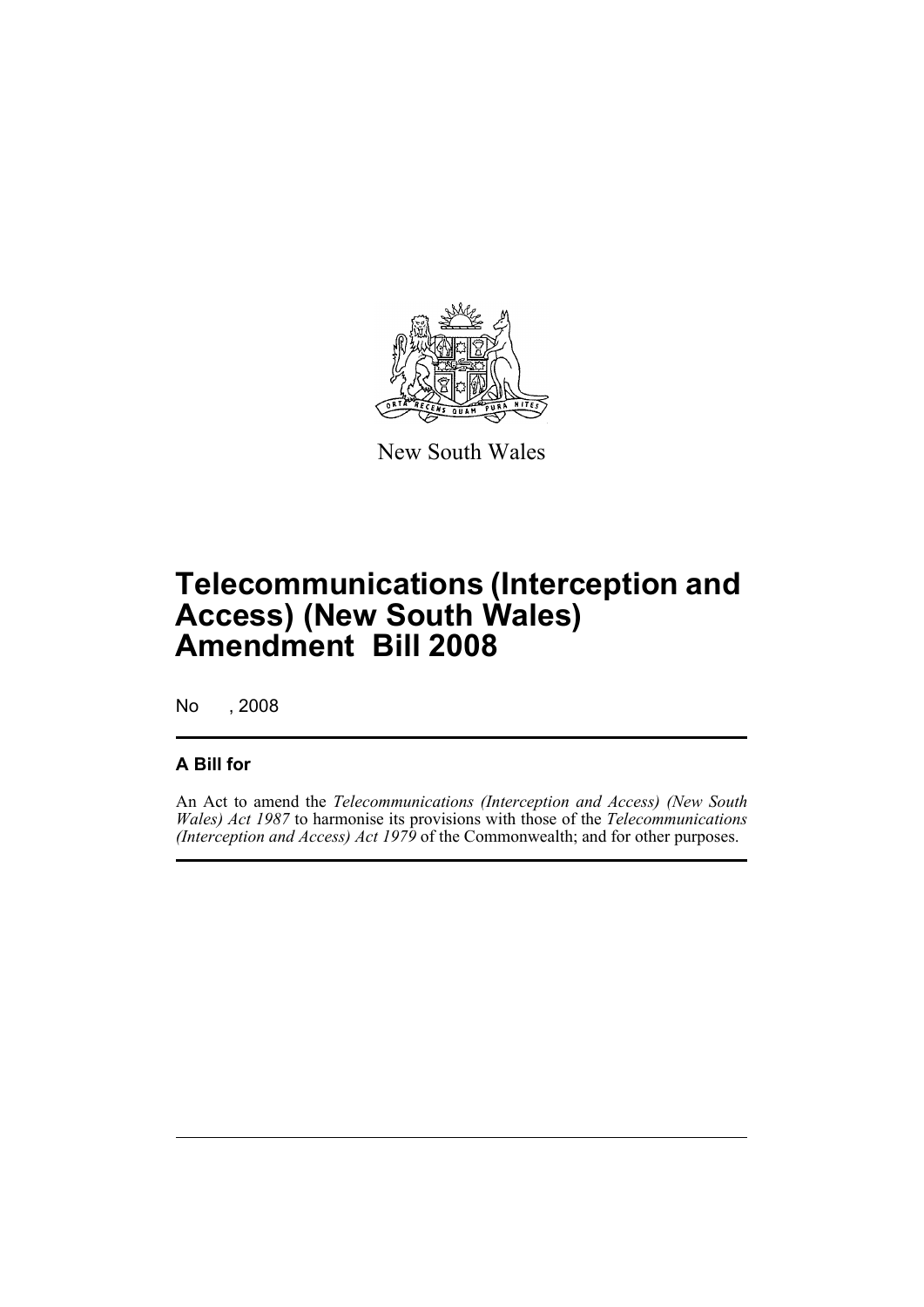New South Wales

# Telecommunications (Interception and Access) (New South Wales) Amendment Bill 2008

No , 2008

## A Bill for

An Act to amend the *Telecommunications (Interception and Access) (New South Wales) Act 1987* to harmonise its provisions with those of the *Telecommunications (Interception and Access) Act 1979* of the Commonwealth; and for other purposes.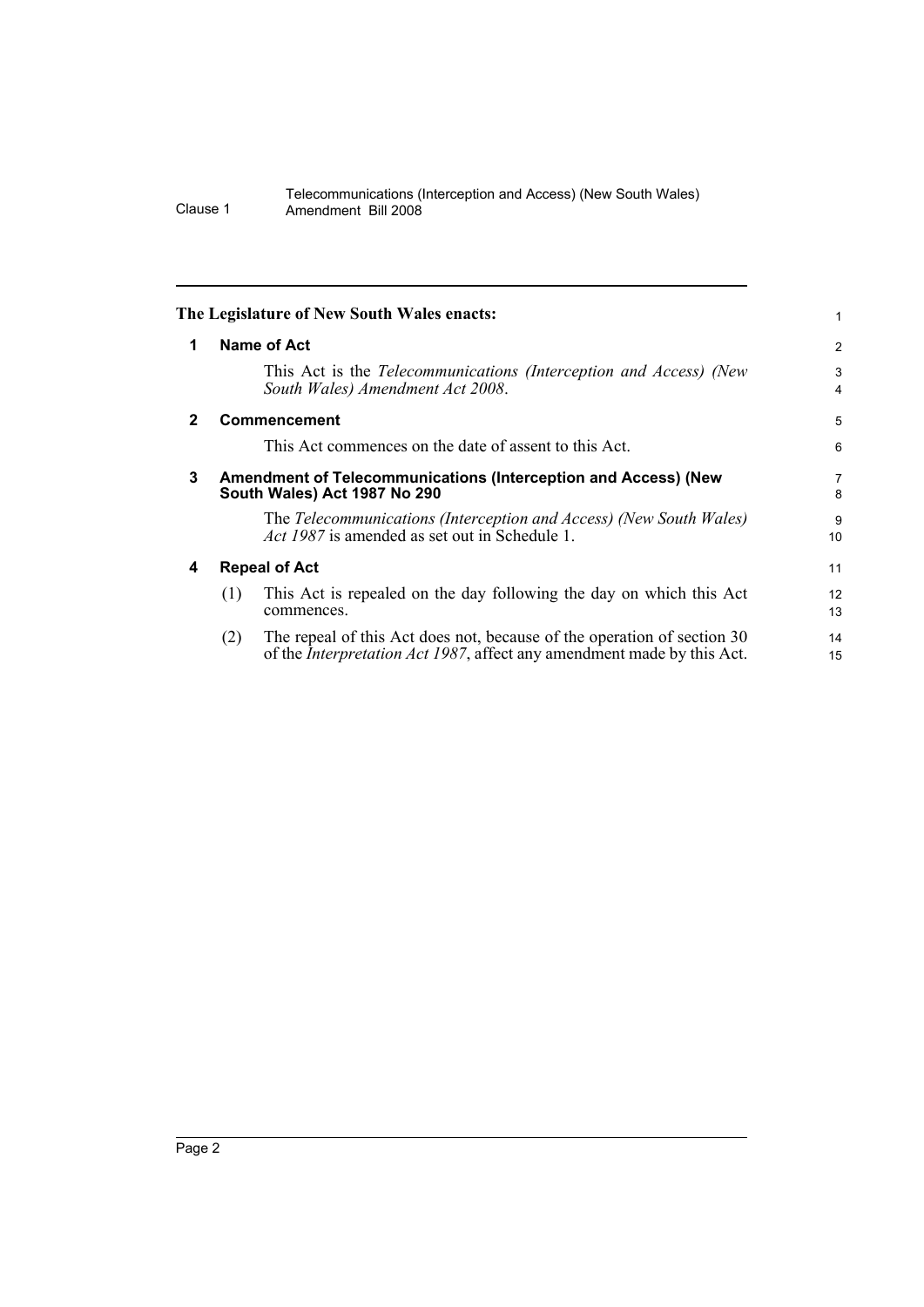**The Legislature of New South Wales enacts:**

## 1 Name of Act

This Act is the *Telecommunications (Interception and Access) (New South Wales) Amendment Act 2008*.

## 2 Commencement

This Act commences on the date of assent to this Act.

## 3 Amendment of Telecommunications (Interception and Access) (New South Wales) Act 1987 No 290

The *Telecommunications (Interception and Access) (New South Wales) Act 1987* is amended as set out in Schedule 1.

## 4 Repeal of Act

(1) This Act is repealed on the day following the day on which this Act commences.

(2) The repeal of this Act does not, because of the operation of section 30 of the *Interpretation Act 1987*, affect any amendment made by this Act.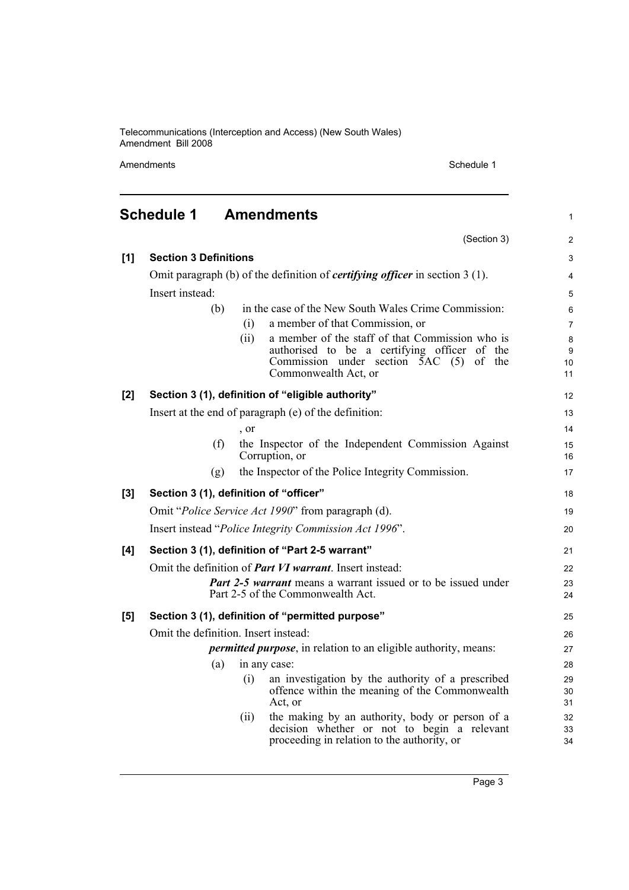# Schedule 1 Amendments

(Section 3)

**[1] Section 3 Definitions**

Omit paragraph (b) of the definition of ***certifying officer*** in section 3 (1).

Insert instead:

(b) in the case of the New South Wales Crime Commission:

(i) a member of that Commission, or

(ii) a member of the staff of that Commission who is authorised to be a certifying officer of the Commission under section 5AC (5) of the Commonwealth Act, or

**[2] Section 3 (1), definition of "eligible authority"**

Insert at the end of paragraph (e) of the definition:

, or

(f) the Inspector of the Independent Commission Against Corruption, or

(g) the Inspector of the Police Integrity Commission.

**[3] Section 3 (1), definition of "officer"**

Omit "*Police Service Act 1990*" from paragraph (d).

Insert instead "*Police Integrity Commission Act 1996*".

**[4] Section 3 (1), definition of "Part 2-5 warrant"**

Omit the definition of ***Part VI warrant***. Insert instead:

***Part 2-5 warrant*** means a warrant issued or to be issued under Part 2-5 of the Commonwealth Act.

**[5] Section 3 (1), definition of "permitted purpose"**

Omit the definition. Insert instead:

***permitted purpose***, in relation to an eligible authority, means:

(a) in any case:

(i) an investigation by the authority of a prescribed offence within the meaning of the Commonwealth Act, or

(ii) the making by an authority, body or person of a decision whether or not to begin a relevant proceeding in relation to the authority, or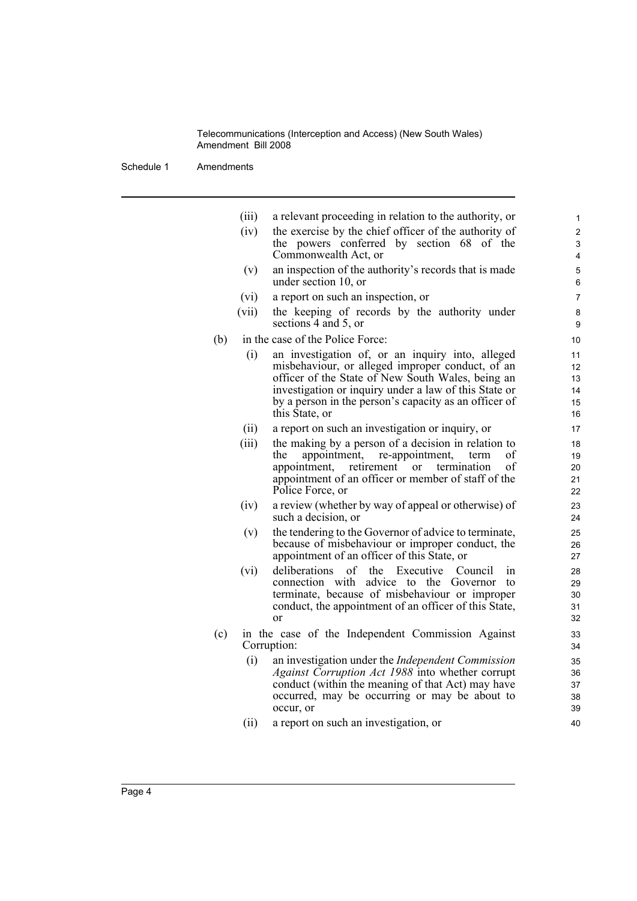(iii) a relevant proceeding in relation to the authority, or

(iv) the exercise by the chief officer of the authority of the powers conferred by section 68 of the Commonwealth Act, or

(v) an inspection of the authority's records that is made under section 10, or

(vi) a report on such an inspection, or

(vii) the keeping of records by the authority under sections 4 and 5, or

(b) in the case of the Police Force:

(i) an investigation of, or an inquiry into, alleged misbehaviour, or alleged improper conduct, of an officer of the State of New South Wales, being an investigation or inquiry under a law of this State or by a person in the person's capacity as an officer of this State, or

(ii) a report on such an investigation or inquiry, or

(iii) the making by a person of a decision in relation to the appointment, re-appointment, term of appointment, retirement or termination of appointment of an officer or member of staff of the Police Force, or

(iv) a review (whether by way of appeal or otherwise) of such a decision, or

(v) the tendering to the Governor of advice to terminate, because of misbehaviour or improper conduct, the appointment of an officer of this State, or

(vi) deliberations of the Executive Council in connection with advice to the Governor to terminate, because of misbehaviour or improper conduct, the appointment of an officer of this State, or

(c) in the case of the Independent Commission Against Corruption:

(i) an investigation under the *Independent Commission Against Corruption Act 1988* into whether corrupt conduct (within the meaning of that Act) may have occurred, may be occurring or may be about to occur, or

(ii) a report on such an investigation, or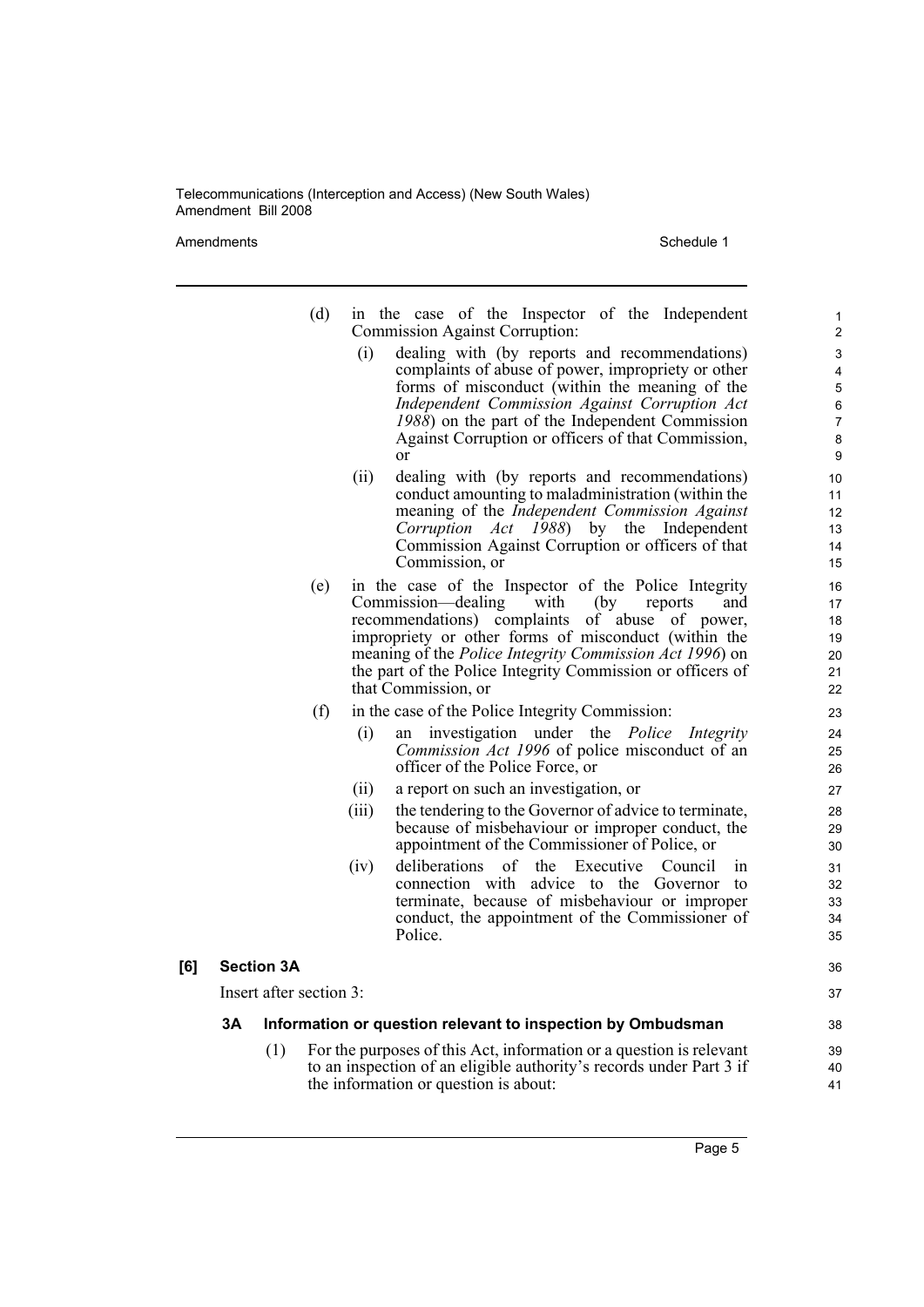(d) in the case of the Inspector of the Independent Commission Against Corruption:

   (i) dealing with (by reports and recommendations) complaints of abuse of power, impropriety or other forms of misconduct (within the meaning of the *Independent Commission Against Corruption Act 1988*) on the part of the Independent Commission Against Corruption or officers of that Commission, or

   (ii) dealing with (by reports and recommendations) conduct amounting to maladministration (within the meaning of the *Independent Commission Against Corruption Act 1988*) by the Independent Commission Against Corruption or officers of that Commission, or

(e) in the case of the Inspector of the Police Integrity Commission—dealing with (by reports and recommendations) complaints of abuse of power, impropriety or other forms of misconduct (within the meaning of the *Police Integrity Commission Act 1996*) on the part of the Police Integrity Commission or officers of that Commission, or

(f) in the case of the Police Integrity Commission:

   (i) an investigation under the *Police Integrity Commission Act 1996* of police misconduct of an officer of the Police Force, or

   (ii) a report on such an investigation, or

   (iii) the tendering to the Governor of advice to terminate, because of misbehaviour or improper conduct, the appointment of the Commissioner of Police, or

   (iv) deliberations of the Executive Council in connection with advice to the Governor to terminate, because of misbehaviour or improper conduct, the appointment of the Commissioner of Police.

**[6] Section 3A**

Insert after section 3:

**3A Information or question relevant to inspection by Ombudsman**

(1) For the purposes of this Act, information or a question is relevant to an inspection of an eligible authority's records under Part 3 if the information or question is about: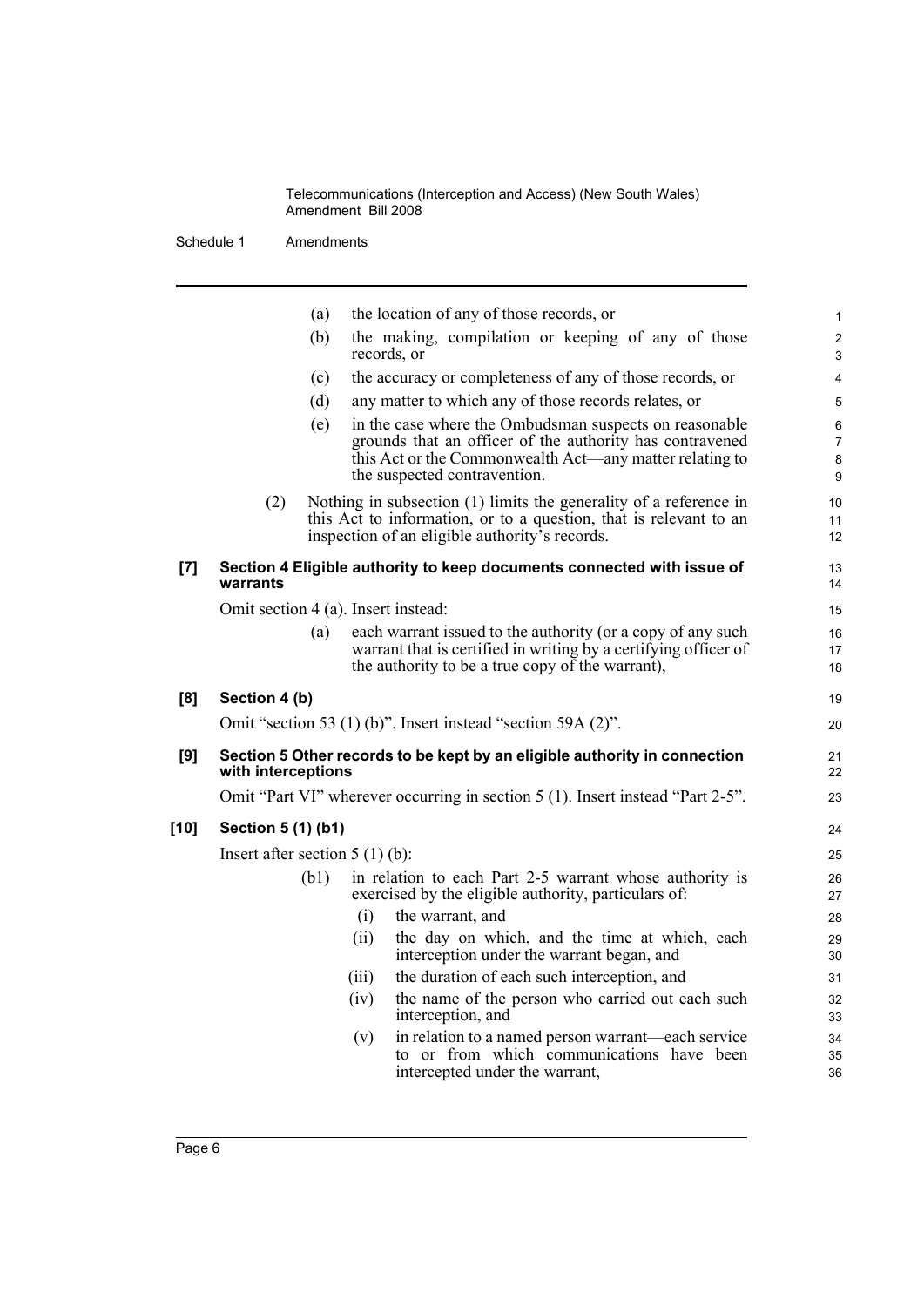(a) the location of any of those records, or

(b) the making, compilation or keeping of any of those records, or

(c) the accuracy or completeness of any of those records, or

(d) any matter to which any of those records relates, or

(e) in the case where the Ombudsman suspects on reasonable grounds that an officer of the authority has contravened this Act or the Commonwealth Act—any matter relating to the suspected contravention.

(2) Nothing in subsection (1) limits the generality of a reference in this Act to information, or to a question, that is relevant to an inspection of an eligible authority's records.

**[7] Section 4 Eligible authority to keep documents connected with issue of warrants**

Omit section 4 (a). Insert instead:

(a) each warrant issued to the authority (or a copy of any such warrant that is certified in writing by a certifying officer of the authority to be a true copy of the warrant),

**[8] Section 4 (b)**

Omit "section 53 (1) (b)". Insert instead "section 59A (2)".

**[9] Section 5 Other records to be kept by an eligible authority in connection with interceptions**

Omit "Part VI" wherever occurring in section 5 (1). Insert instead "Part 2-5".

**[10] Section 5 (1) (b1)**

Insert after section 5 (1) (b):

(b1) in relation to each Part 2-5 warrant whose authority is exercised by the eligible authority, particulars of:

(i) the warrant, and

(ii) the day on which, and the time at which, each interception under the warrant began, and

(iii) the duration of each such interception, and

(iv) the name of the person who carried out each such interception, and

(v) in relation to a named person warrant—each service to or from which communications have been intercepted under the warrant,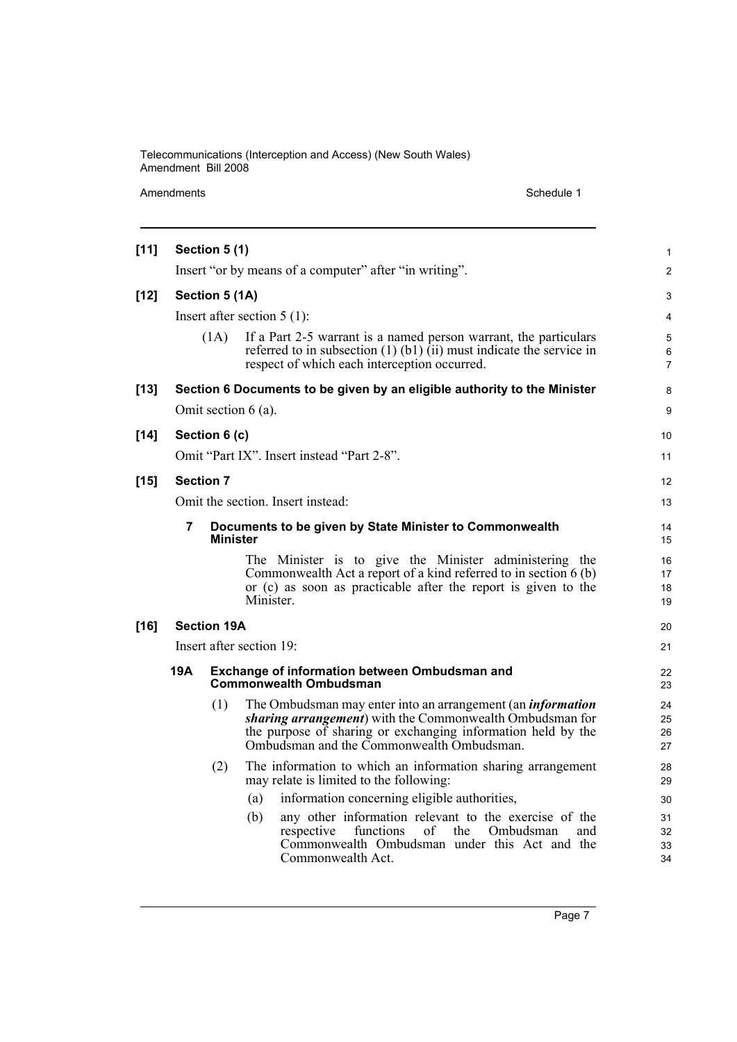**[11] Section 5 (1)**

Insert "or by means of a computer" after "in writing".

**[12] Section 5 (1A)**

Insert after section 5 (1):

(1A) If a Part 2-5 warrant is a named person warrant, the particulars referred to in subsection (1) (b1) (ii) must indicate the service in respect of which each interception occurred.

**[13] Section 6 Documents to be given by an eligible authority to the Minister**

Omit section 6 (a).

**[14] Section 6 (c)**

Omit "Part IX". Insert instead "Part 2-8".

**[15] Section 7**

Omit the section. Insert instead:

**7 Documents to be given by State Minister to Commonwealth Minister**

The Minister is to give the Minister administering the Commonwealth Act a report of a kind referred to in section 6 (b) or (c) as soon as practicable after the report is given to the Minister.

**[16] Section 19A**

Insert after section 19:

**19A Exchange of information between Ombudsman and Commonwealth Ombudsman**

(1) The Ombudsman may enter into an arrangement (an ***information sharing arrangement***) with the Commonwealth Ombudsman for the purpose of sharing or exchanging information held by the Ombudsman and the Commonwealth Ombudsman.

(2) The information to which an information sharing arrangement may relate is limited to the following:

(a) information concerning eligible authorities,

(b) any other information relevant to the exercise of the respective functions of the Ombudsman and Commonwealth Ombudsman under this Act and the Commonwealth Act.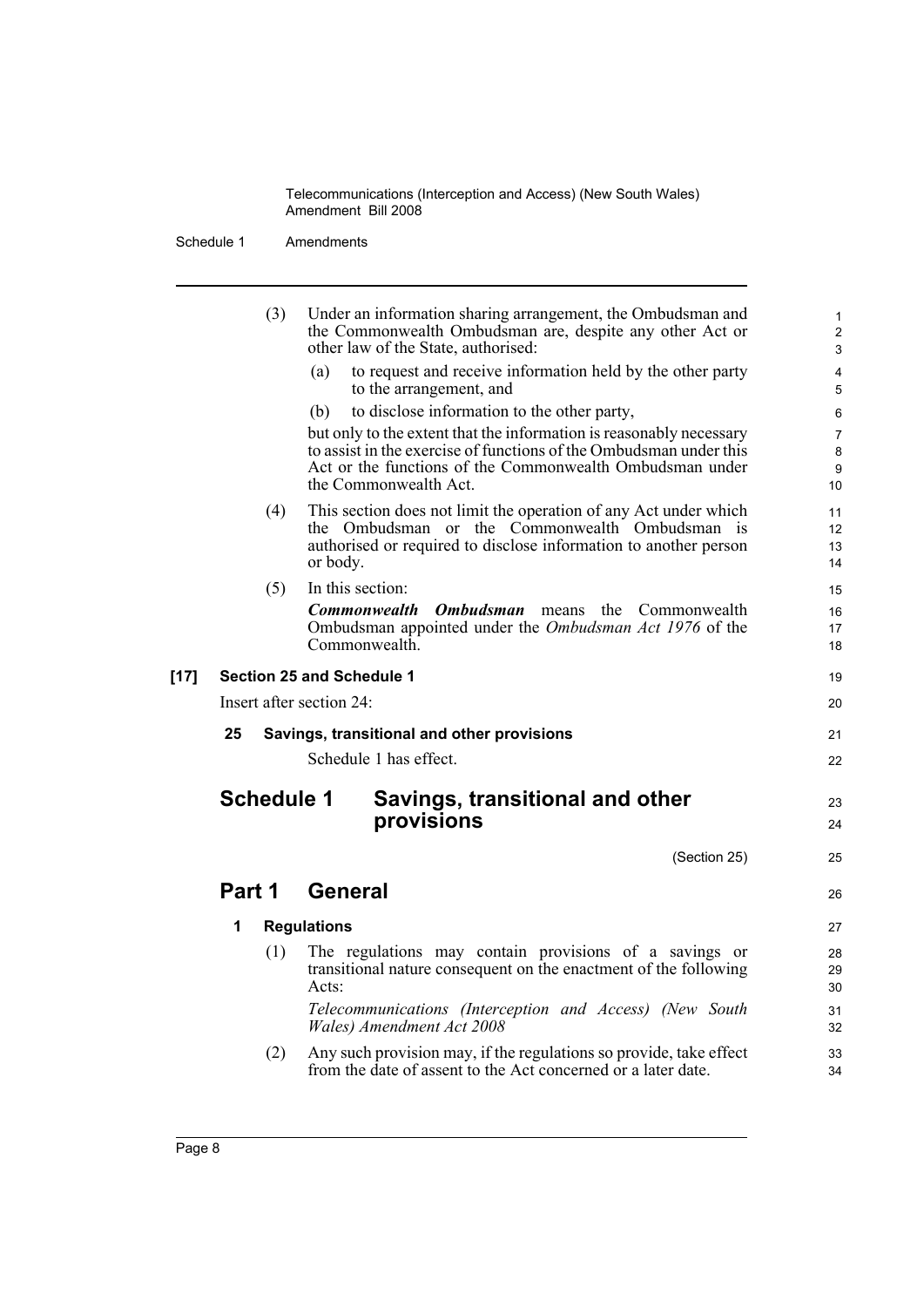(3) Under an information sharing arrangement, the Ombudsman and the Commonwealth Ombudsman are, despite any other Act or other law of the State, authorised:

(a) to request and receive information held by the other party to the arrangement, and

(b) to disclose information to the other party,

but only to the extent that the information is reasonably necessary to assist in the exercise of functions of the Ombudsman under this Act or the functions of the Commonwealth Ombudsman under the Commonwealth Act.

(4) This section does not limit the operation of any Act under which the Ombudsman or the Commonwealth Ombudsman is authorised or required to disclose information to another person or body.

(5) In this section:

***Commonwealth Ombudsman*** means the Commonwealth Ombudsman appointed under the *Ombudsman Act 1976* of the Commonwealth.

**[17] Section 25 and Schedule 1**

Insert after section 24:

**25 Savings, transitional and other provisions**

Schedule 1 has effect.

## Schedule 1 Savings, transitional and other provisions

(Section 25)

## Part 1 General

**1 Regulations**

(1) The regulations may contain provisions of a savings or transitional nature consequent on the enactment of the following Acts:

*Telecommunications (Interception and Access) (New South Wales) Amendment Act 2008*

(2) Any such provision may, if the regulations so provide, take effect from the date of assent to the Act concerned or a later date.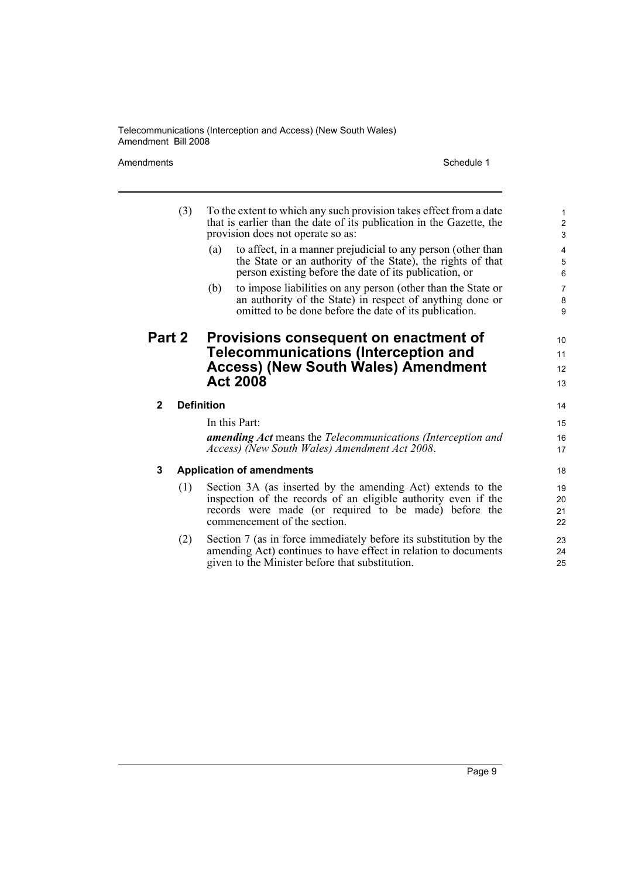(3) To the extent to which any such provision takes effect from a date that is earlier than the date of its publication in the Gazette, the provision does not operate so as:

(a) to affect, in a manner prejudicial to any person (other than the State or an authority of the State), the rights of that person existing before the date of its publication, or

(b) to impose liabilities on any person (other than the State or an authority of the State) in respect of anything done or omitted to be done before the date of its publication.

## Part 2 Provisions consequent on enactment of Telecommunications (Interception and Access) (New South Wales) Amendment Act 2008

### 2 Definition

In this Part:

***amending Act*** means the *Telecommunications (Interception and Access) (New South Wales) Amendment Act 2008*.

### 3 Application of amendments

(1) Section 3A (as inserted by the amending Act) extends to the inspection of the records of an eligible authority even if the records were made (or required to be made) before the commencement of the section.

(2) Section 7 (as in force immediately before its substitution by the amending Act) continues to have effect in relation to documents given to the Minister before that substitution.